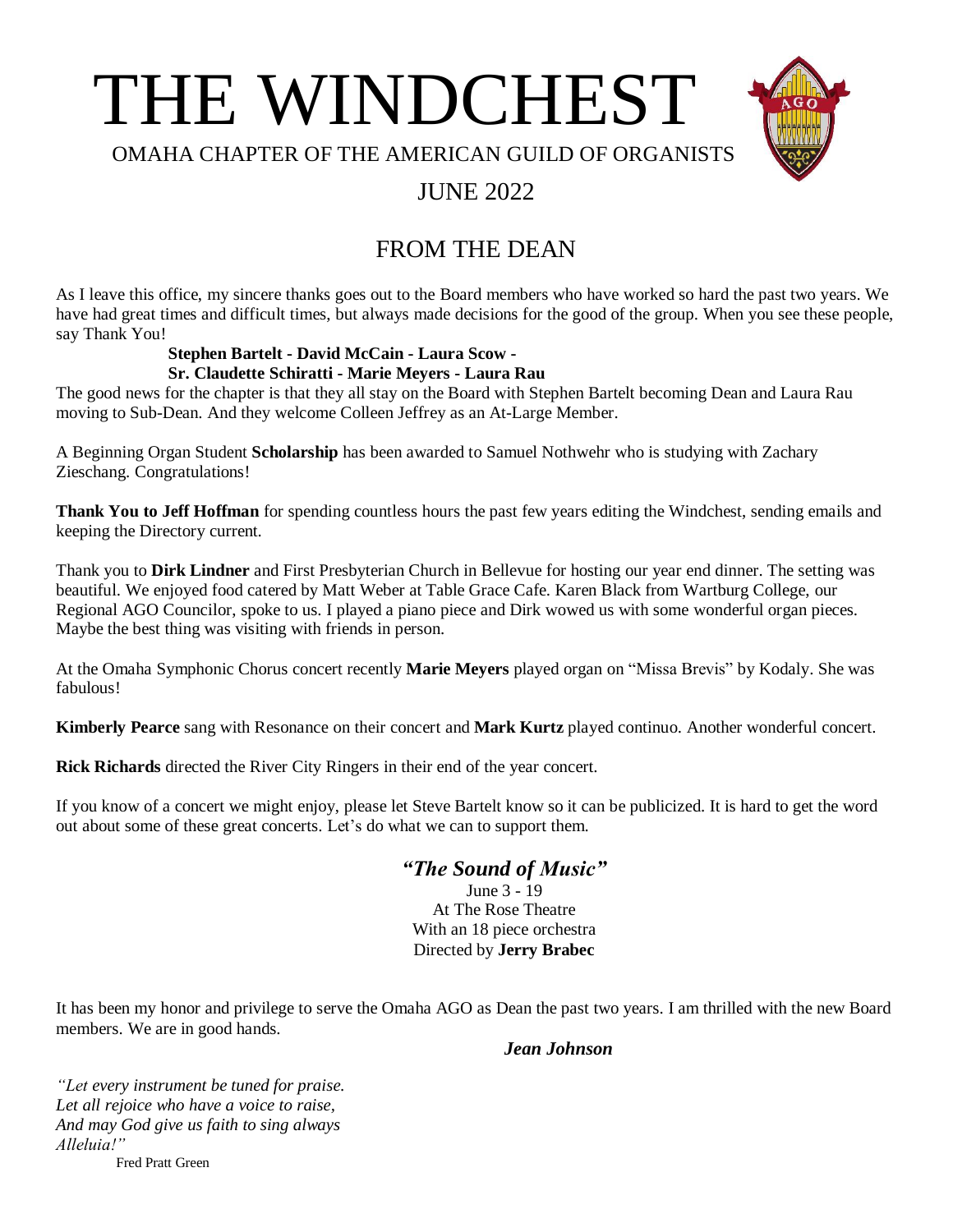# THE WINDCHEST

OMAHA CHAPTER OF THE AMERICAN GUILD OF ORGANISTS

JUNE 2022

## FROM THE DEAN

As I leave this office, my sincere thanks goes out to the Board members who have worked so hard the past two years. We have had great times and difficult times, but always made decisions for the good of the group. When you see these people, say Thank You!

**Stephen Bartelt - David McCain - Laura Scow -**
**Sr. Claudette Schiratti - Marie Meyers - Laura Rau**

The good news for the chapter is that they all stay on the Board with Stephen Bartelt becoming Dean and Laura Rau moving to Sub-Dean. And they welcome Colleen Jeffrey as an At-Large Member.

A Beginning Organ Student **Scholarship** has been awarded to Samuel Nothwehr who is studying with Zachary Zieschang. Congratulations!

**Thank You to Jeff Hoffman** for spending countless hours the past few years editing the Windchest, sending emails and keeping the Directory current.

Thank you to **Dirk Lindner** and First Presbyterian Church in Bellevue for hosting our year end dinner. The setting was beautiful. We enjoyed food catered by Matt Weber at Table Grace Cafe. Karen Black from Wartburg College, our Regional AGO Councilor, spoke to us. I played a piano piece and Dirk wowed us with some wonderful organ pieces. Maybe the best thing was visiting with friends in person.

At the Omaha Symphonic Chorus concert recently **Marie Meyers** played organ on "Missa Brevis" by Kodaly. She was fabulous!

**Kimberly Pearce** sang with Resonance on their concert and **Mark Kurtz** played continuo. Another wonderful concert.

**Rick Richards** directed the River City Ringers in their end of the year concert.

If you know of a concert we might enjoy, please let Steve Bartelt know so it can be publicized. It is hard to get the word out about some of these great concerts. Let's do what we can to support them.

***"The Sound of Music"***
June 3 - 19
At The Rose Theatre
With an 18 piece orchestra
Directed by **Jerry Brabec**

It has been my honor and privilege to serve the Omaha AGO as Dean the past two years. I am thrilled with the new Board members. We are in good hands.

***Jean Johnson***

*"Let every instrument be tuned for praise.*
*Let all rejoice who have a voice to raise,*
*And may God give us faith to sing always*
*Alleluia!"*
Fred Pratt Green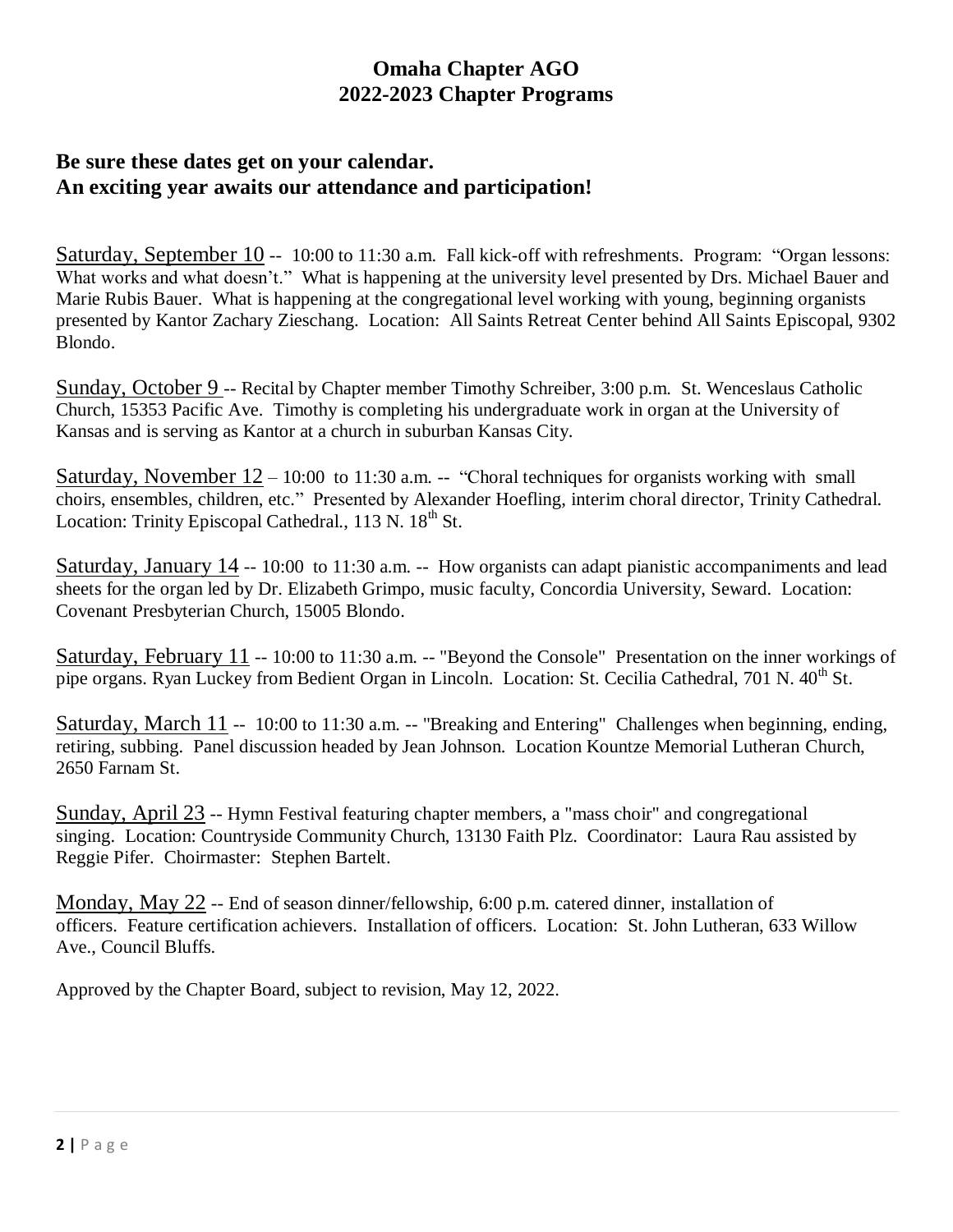# Omaha Chapter AGO
## 2022-2023 Chapter Programs

**Be sure these dates get on your calendar.**
**An exciting year awaits our attendance and participation!**

Saturday, September 10 -- 10:00 to 11:30 a.m. Fall kick-off with refreshments. Program: "Organ lessons: What works and what doesn't." What is happening at the university level presented by Drs. Michael Bauer and Marie Rubis Bauer. What is happening at the congregational level working with young, beginning organists presented by Kantor Zachary Zieschang. Location: All Saints Retreat Center behind All Saints Episcopal, 9302 Blondo.

Sunday, October 9 -- Recital by Chapter member Timothy Schreiber, 3:00 p.m. St. Wenceslaus Catholic Church, 15353 Pacific Ave. Timothy is completing his undergraduate work in organ at the University of Kansas and is serving as Kantor at a church in suburban Kansas City.

Saturday, November 12 – 10:00 to 11:30 a.m. -- "Choral techniques for organists working with small choirs, ensembles, children, etc." Presented by Alexander Hoefling, interim choral director, Trinity Cathedral. Location: Trinity Episcopal Cathedral., 113 N. 18th St.

Saturday, January 14 -- 10:00 to 11:30 a.m. -- How organists can adapt pianistic accompaniments and lead sheets for the organ led by Dr. Elizabeth Grimpo, music faculty, Concordia University, Seward. Location: Covenant Presbyterian Church, 15005 Blondo.

Saturday, February 11 -- 10:00 to 11:30 a.m. -- "Beyond the Console" Presentation on the inner workings of pipe organs. Ryan Luckey from Bedient Organ in Lincoln. Location: St. Cecilia Cathedral, 701 N. 40th St.

Saturday, March 11 -- 10:00 to 11:30 a.m. -- "Breaking and Entering" Challenges when beginning, ending, retiring, subbing. Panel discussion headed by Jean Johnson. Location Kountze Memorial Lutheran Church, 2650 Farnam St.

Sunday, April 23 -- Hymn Festival featuring chapter members, a "mass choir" and congregational singing. Location: Countryside Community Church, 13130 Faith Plz. Coordinator: Laura Rau assisted by Reggie Pifer. Choirmaster: Stephen Bartelt.

Monday, May 22 -- End of season dinner/fellowship, 6:00 p.m. catered dinner, installation of officers. Feature certification achievers. Installation of officers. Location: St. John Lutheran, 633 Willow Ave., Council Bluffs.

Approved by the Chapter Board, subject to revision, May 12, 2022.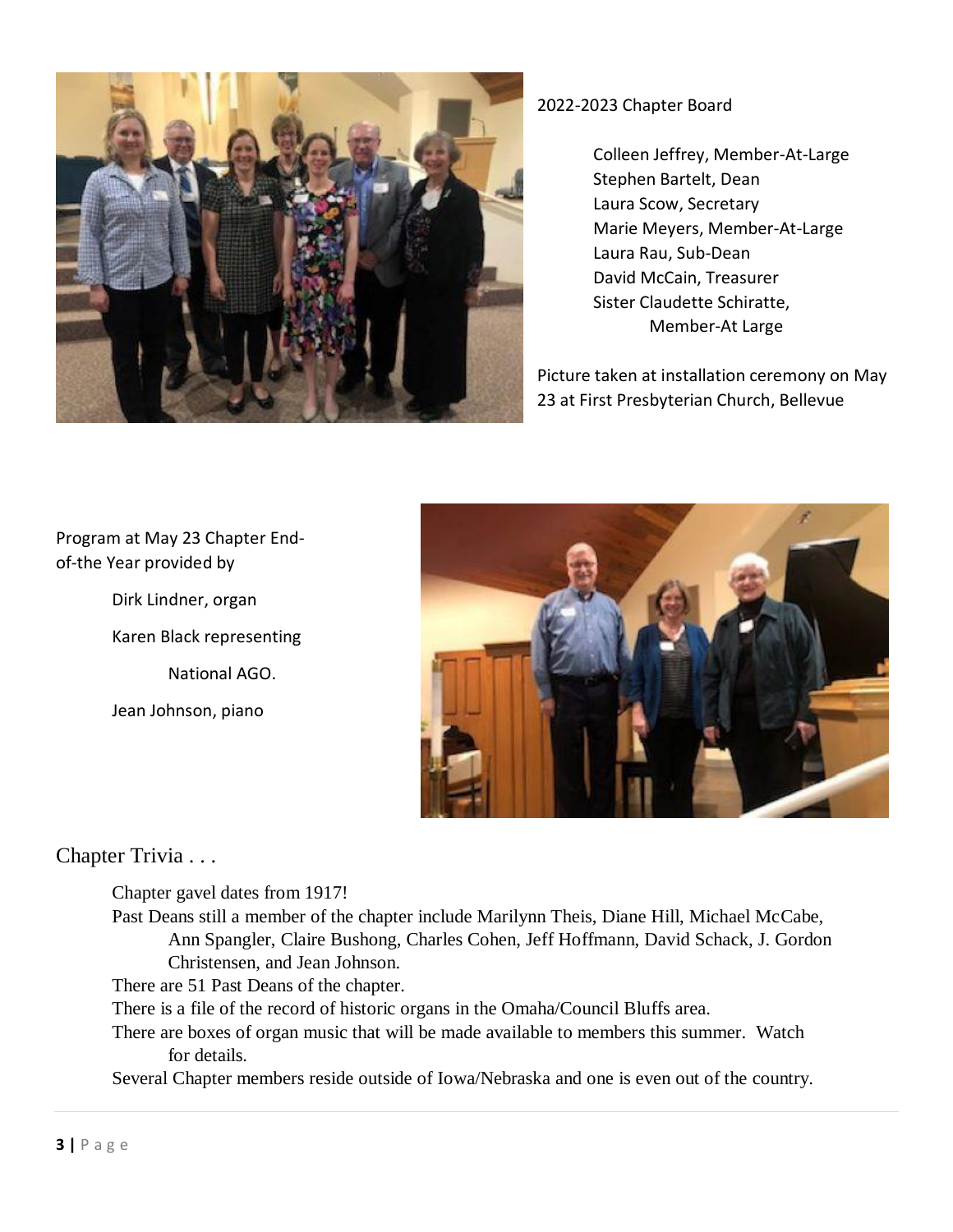2022-2023 Chapter Board

- Colleen Jeffrey, Member-At-Large
- Stephen Bartelt, Dean
- Laura Scow, Secretary
- Marie Meyers, Member-At-Large
- Laura Rau, Sub-Dean
- David McCain, Treasurer
- Sister Claudette Schiratte, Member-At Large

Picture taken at installation ceremony on May 23 at First Presbyterian Church, Bellevue

Program at May 23 Chapter End-of-the Year provided by

- Dirk Lindner, organ
- Karen Black representing National AGO.
- Jean Johnson, piano

## Chapter Trivia . . .

- Chapter gavel dates from 1917!
- Past Deans still a member of the chapter include Marilynn Theis, Diane Hill, Michael McCabe, Ann Spangler, Claire Bushong, Charles Cohen, Jeff Hoffmann, David Schack, J. Gordon Christensen, and Jean Johnson.
- There are 51 Past Deans of the chapter.
- There is a file of the record of historic organs in the Omaha/Council Bluffs area.
- There are boxes of organ music that will be made available to members this summer. Watch for details.
- Several Chapter members reside outside of Iowa/Nebraska and one is even out of the country.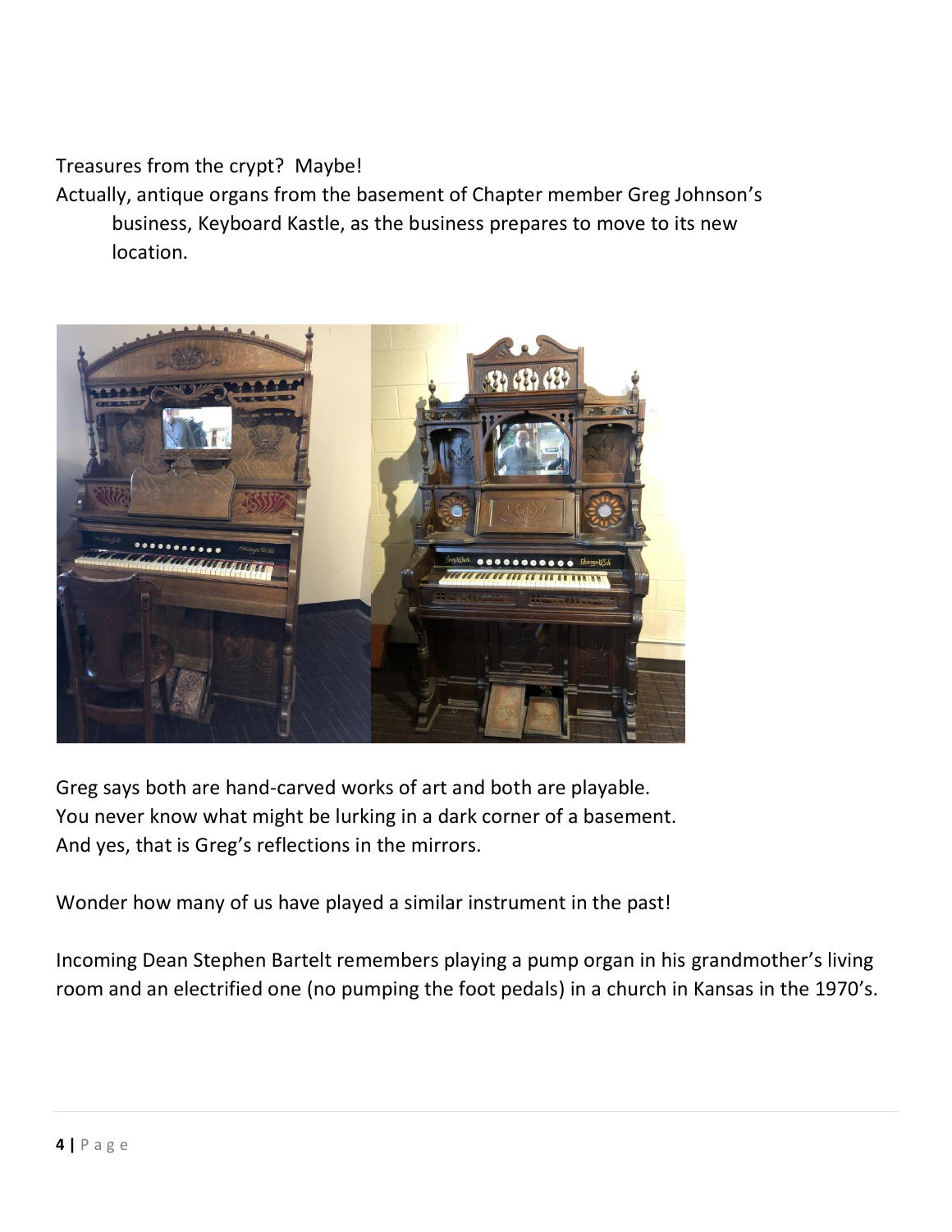Treasures from the crypt? Maybe!

Actually, antique organs from the basement of Chapter member Greg Johnson's business, Keyboard Kastle, as the business prepares to move to its new location.

Greg says both are hand-carved works of art and both are playable.
You never know what might be lurking in a dark corner of a basement.
And yes, that is Greg's reflections in the mirrors.

Wonder how many of us have played a similar instrument in the past!

Incoming Dean Stephen Bartelt remembers playing a pump organ in his grandmother's living room and an electrified one (no pumping the foot pedals) in a church in Kansas in the 1970's.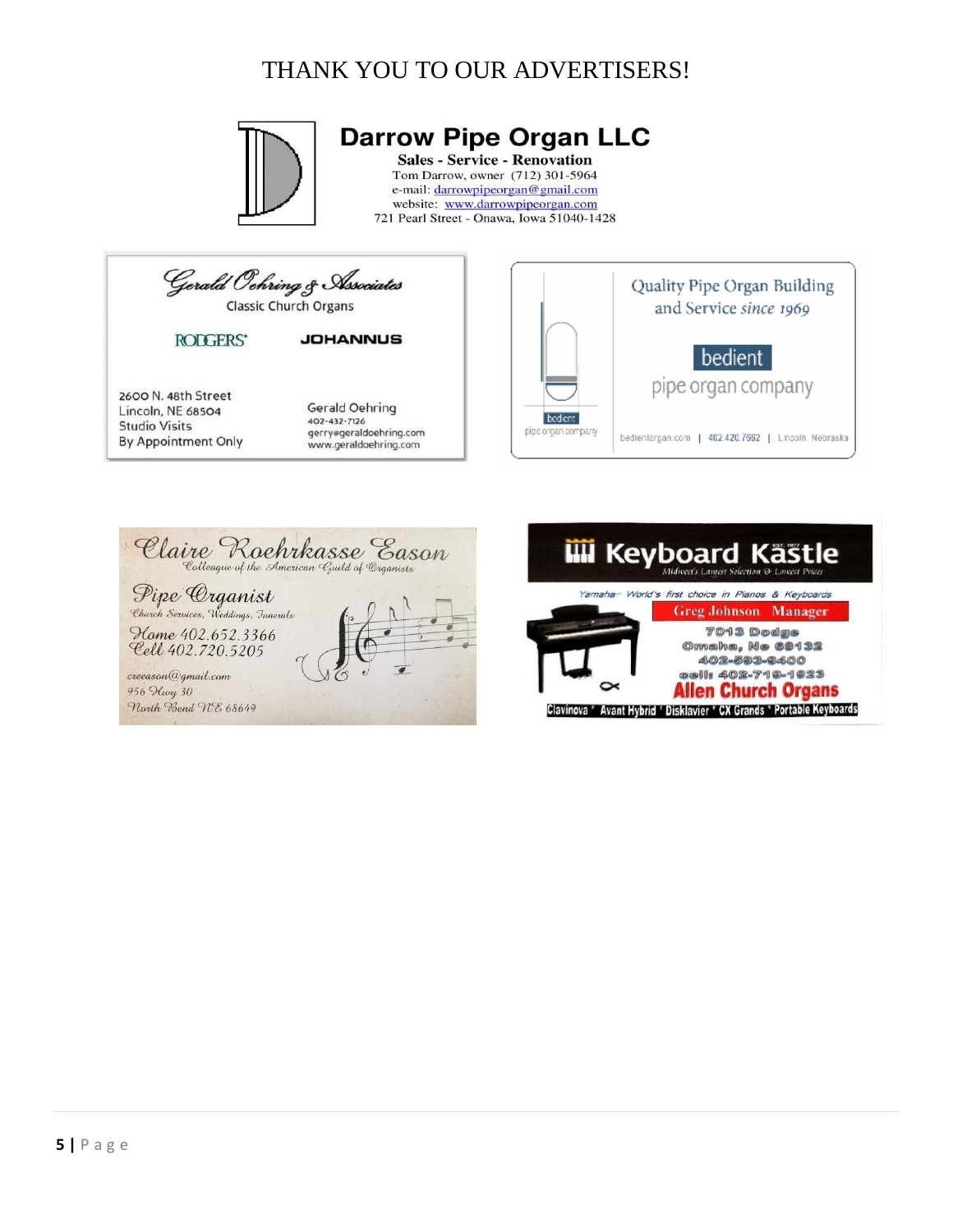# THANK YOU TO OUR ADVERTISERS!

**Darrow Pipe Organ LLC**

**Sales - Service - Renovation**

Tom Darrow, owner (712) 301-5964

e-mail: darrowpipeorgan@gmail.com

website: www.darrowpipeorgan.com

721 Pearl Street - Onawa, Iowa 51040-1428

---

*Gerald Oehring & Associates*

Classic Church Organs

RODGERS JOHANNUS

2600 N. 48th Street
Lincoln, NE 68504
Studio Visits
By Appointment Only

Gerald Oehring
402-432-7126
gerry@geraldoehring.com
www.geraldoehring.com

---

Quality Pipe Organ Building and Service since 1969

bedient pipe organ company

bedientorgan.com | 402.420.7662 | Lincoln, Nebraska

---

*Claire Roehrkasse Eason*

*Colleague of the American Guild of Organists*

*Pipe Organist*

*Church Services, Weddings, Funerals*

*Home 402.652.3366*
*Cell 402.720.5205*

*creeason@gmail.com*
*956 Hwy 30*
*North Bend NE 68649*

---

**Keyboard Kastle**

Midwest's Largest Selection & Lowest Prices

Yamaha– World's first choice in Pianos & Keyboards

Greg Johnson Manager

7013 Dodge
Omaha, Ne 68132
402-593-9400
cell: 402-719-1923

**Allen Church Organs**

Clavinova * Avant Hybrid * Disklavier * CX Grands * Portable Keyboards